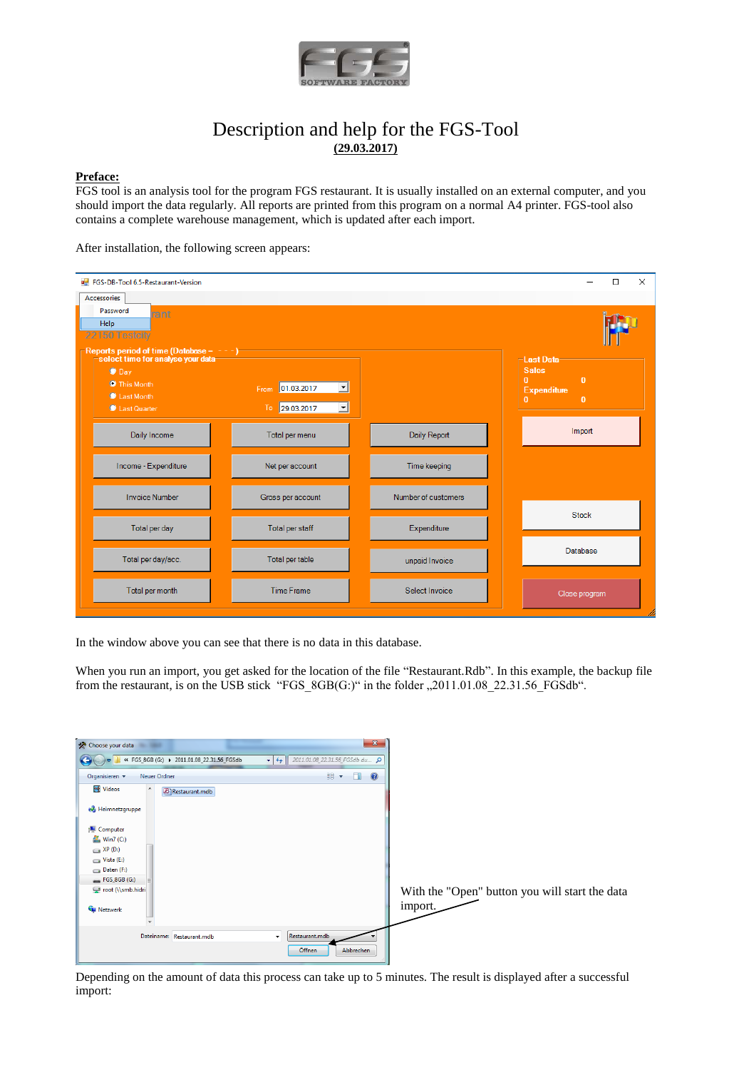# Description and help for the FGS-Tool

**(29.03.2017)**

**Preface:**
FGS tool is an analysis tool for the program FGS restaurant. It is usually installed on an external computer, and you should import the data regularly. All reports are printed from this program on a normal A4 printer. FGS-tool also contains a complete warehouse management, which is updated after each import.

After installation, the following screen appears:

In the window above you can see that there is no data in this database.

When you run an import, you get asked for the location of the file "Restaurant.Rdb". In this example, the backup file from the restaurant, is on the USB stick "FGS_8GB(G:)" in the folder „2011.01.08_22.31.56_FGSdb".

With the "Open" button you will start the data import.

Depending on the amount of data this process can take up to 5 minutes. The result is displayed after a successful import: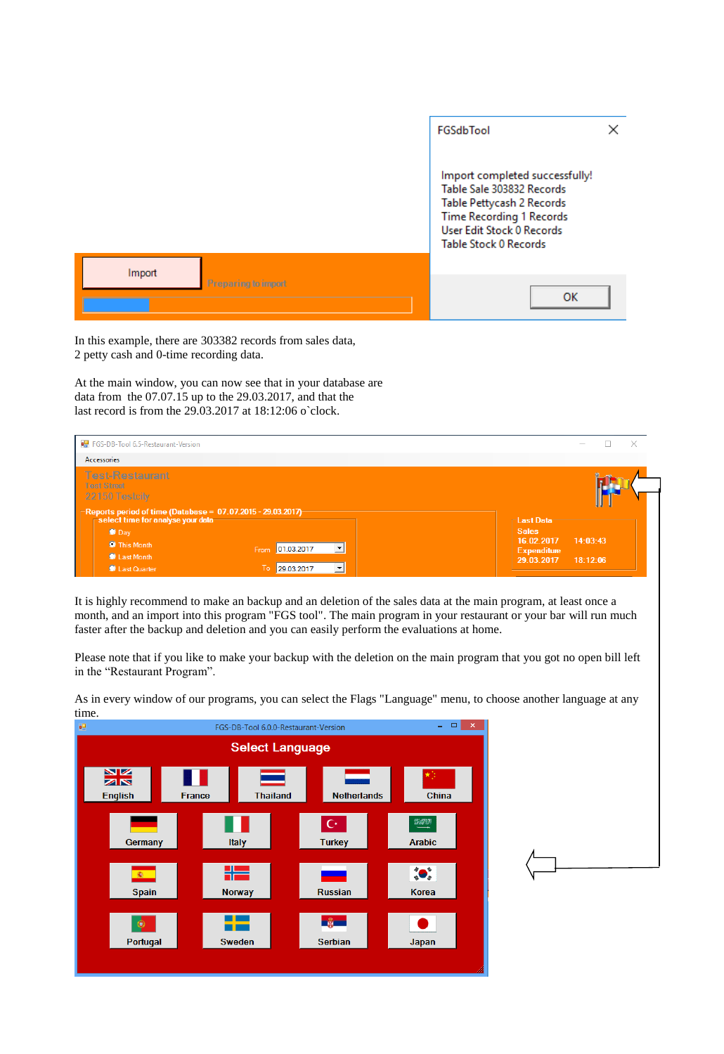FGSdbTool

Import completed successfully!
Table Sale 303832 Records
Table Pettycash 2 Records
Time Recording 1 Records
User Edit Stock 0 Records
Table Stock 0 Records

OK

Import

Preparing to import

In this example, there are 303382 records from sales data,
2 petty cash and 0-time recording data.

At the main window, you can now see that in your database are
data from the 07.07.15 up to the 29.03.2017, and that the
last record is from the 29.03.2017 at 18:12:06 o`clock.

FGS-DB-Tool 6.5-Restaurant-Version

Accessories

Test-Restaurant
Test Street
22150 Testcity

Reports period of time (Database = 07.07.2015 - 29.03.2017)
select time for analyse your data

Day
This Month
Last Month
Last Quarter

From 01.03.2017
To 29.03.2017

Last Data
Sales
16.02.2017 14:03:43
Expenditure
29.03.2017 18:12:06

It is highly recommend to make an backup and an deletion of the sales data at the main program, at least once a month, and an import into this program "FGS tool". The main program in your restaurant or your bar will run much faster after the backup and deletion and you can easily perform the evaluations at home.

Please note that if you like to make your backup with the deletion on the main program that you got no open bill left in the “Restaurant Program”.

As in every window of our programs, you can select the Flags "Language" menu, to choose another language at any time.

FGS-DB-Tool 6.0.0-Restaurant-Version

Select Language

English, France, Thailand, Netherlands, China, Germany, Italy, Turkey, Arabic, Spain, Norway, Russian, Korea, Portugal, Sweden, Serbian, Japan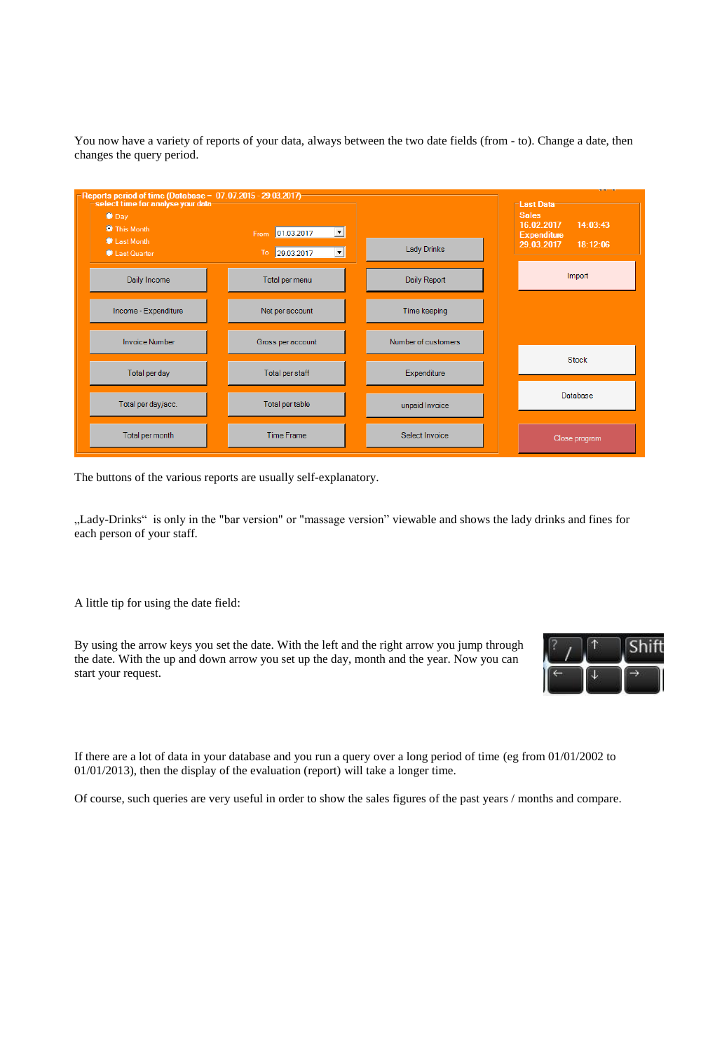You now have a variety of reports of your data, always between the two date fields (from - to). Change a date, then changes the query period.

The buttons of the various reports are usually self-explanatory.

„Lady-Drinks“ is only in the "bar version" or "massage version” viewable and shows the lady drinks and fines for each person of your staff.

A little tip for using the date field:

By using the arrow keys you set the date. With the left and the right arrow you jump through the date. With the up and down arrow you set up the day, month and the year. Now you can start your request.

If there are a lot of data in your database and you run a query over a long period of time (eg from 01/01/2002 to 01/01/2013), then the display of the evaluation (report) will take a longer time.

Of course, such queries are very useful in order to show the sales figures of the past years / months and compare.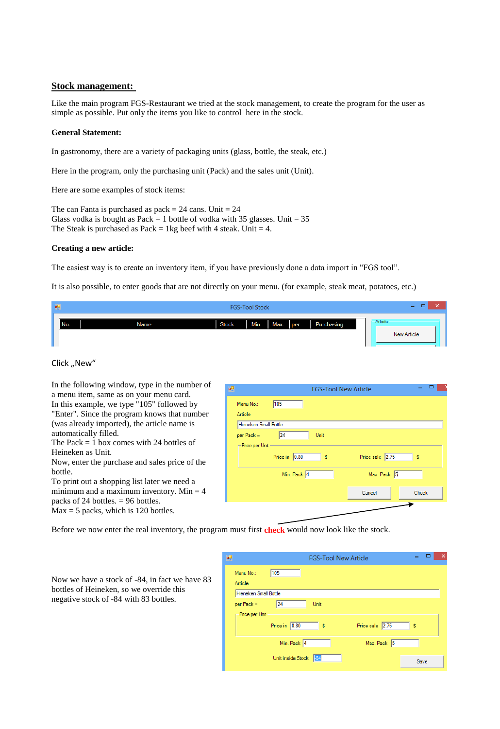## Stock management:

Like the main program FGS-Restaurant we tried at the stock management, to create the program for the user as simple as possible. Put only the items you like to control here in the stock.

**General Statement:**

In gastronomy, there are a variety of packaging units (glass, bottle, the steak, etc.)

Here in the program, only the purchasing unit (Pack) and the sales unit (Unit).

Here are some examples of stock items:

The can Fanta is purchased as pack = 24 cans. Unit = 24
Glass vodka is bought as Pack = 1 bottle of vodka with 35 glasses. Unit = 35
The Steak is purchased as Pack = 1kg beef with 4 steak. Unit = 4.

**Creating a new article:**

The easiest way is to create an inventory item, if you have previously done a data import in "FGS tool".

It is also possible, to enter goods that are not directly on your menu. (for example, steak meat, potatoes, etc.)

FGS-Tool Stock

| No. | Name | Stock | Min. | Max. | per | Purchasing |
|---|---|---|---|---|---|---|

Article
New Article

Click „New"

In the following window, type in the number of a menu item, same as on your menu card.
In this example, we type "105" followed by "Enter". Since the program knows that number (was already imported), the article name is automatically filled.
The Pack = 1 box comes with 24 bottles of Heineken as Unit.
Now, enter the purchase and sales price of the bottle.
To print out a shopping list later we need a minimum and a maximum inventory. Min = 4 packs of 24 bottles. = 96 bottles.
Max = 5 packs, which is 120 bottles.

FGS-Tool New Article

Menu No.: 105
Article: Hieneken Small Bottle
per Pack = 24 Unit
Price per Unit: Price in 0.80 $ Price sale 2.75 $
Min. Pack 4 Max. Pack 5
Cancel Check

Before we now enter the real inventory, the program must first **check** would now look like the stock.

Now we have a stock of -84, in fact we have 83 bottles of Heineken, so we override this negative stock of -84 with 83 bottles.

FGS-Tool New Article

Menu No.: 105
Article: Hieneken Small Bottle
per Pack = 24 Unit
Price per Unit: Price in 0.80 $ Price sale 2.75 $
Min. Pack 4 Max. Pack 5
Unit inside Stock -84
Save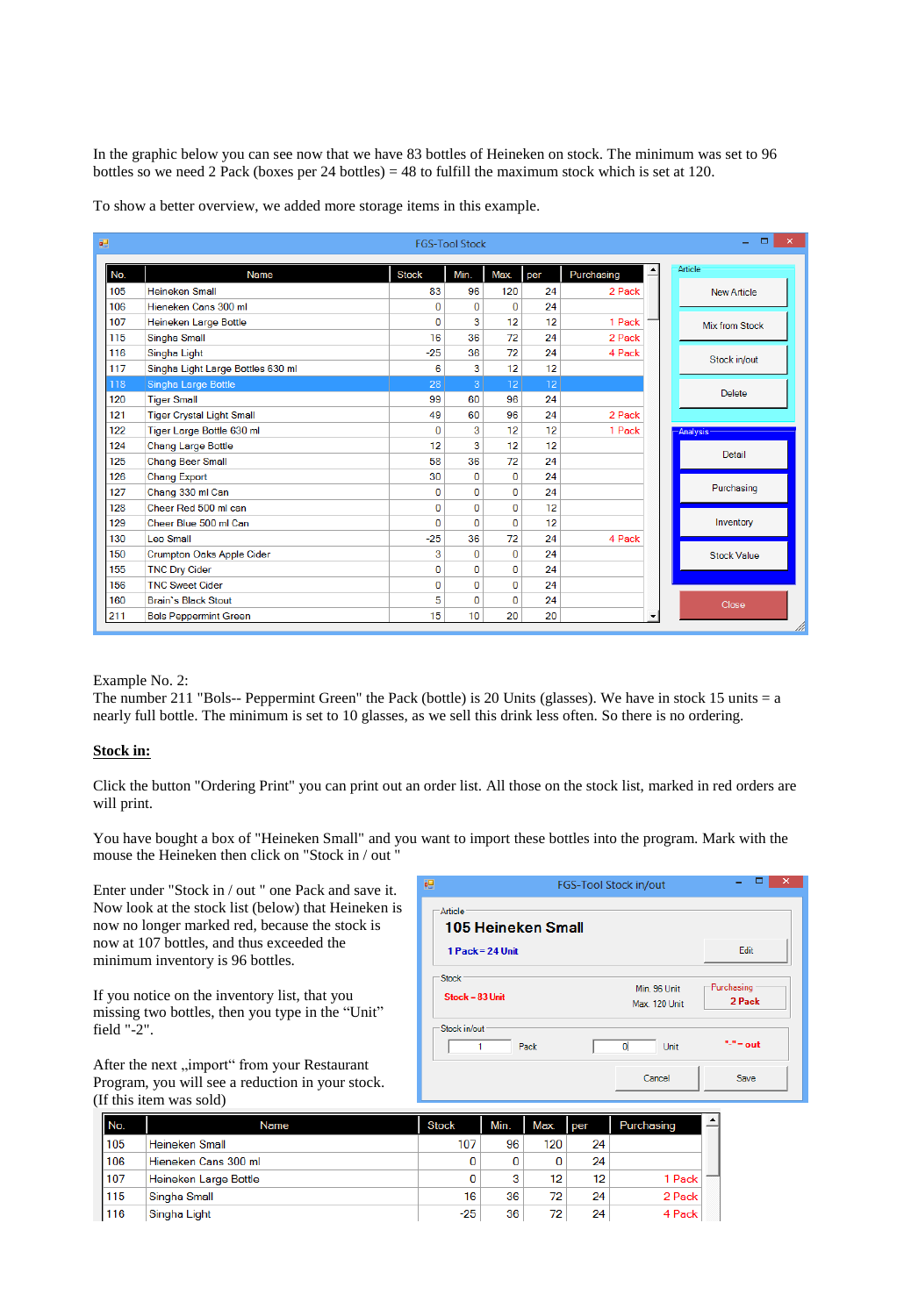In the graphic below you can see now that we have 83 bottles of Heineken on stock. The minimum was set to 96 bottles so we need 2 Pack (boxes per 24 bottles) = 48 to fulfill the maximum stock which is set at 120.

To show a better overview, we added more storage items in this example.

FGS-Tool Stock

| No. | Name | Stock | Min. | Max. | per | Purchasing |
|---|---|---|---|---|---|---|
| 105 | Heineken Small | 83 | 96 | 120 | 24 | 2 Pack |
| 106 | Hieneken Cans 300 ml | 0 | 0 | 0 | 24 | |
| 107 | Heineken Large Bottle | 0 | 3 | 12 | 12 | 1 Pack |
| 115 | Singha Small | 16 | 36 | 72 | 24 | 2 Pack |
| 116 | Singha Light | -25 | 36 | 72 | 24 | 4 Pack |
| 117 | Singha Light Large Bottles 630 ml | 6 | 3 | 12 | 12 | |
| 118 | Singha Large Bottle | 28 | 3 | 12 | 12 | |
| 120 | Tiger Small | 99 | 60 | 96 | 24 | |
| 121 | Tiger Crystal Light Small | 49 | 60 | 96 | 24 | 2 Pack |
| 122 | Tiger Large Bottle 630 ml | 0 | 3 | 12 | 12 | 1 Pack |
| 124 | Chang Large Bottle | 12 | 3 | 12 | 12 | |
| 125 | Chang Beer Small | 58 | 36 | 72 | 24 | |
| 126 | Chang Export | 30 | 0 | 0 | 24 | |
| 127 | Chang 330 ml Can | 0 | 0 | 0 | 24 | |
| 128 | Cheer Red 500 ml can | 0 | 0 | 0 | 12 | |
| 129 | Cheer Blue 500 ml Can | 0 | 0 | 0 | 12 | |
| 130 | Leo Small | -25 | 36 | 72 | 24 | 4 Pack |
| 150 | Crumpton Oaks Apple Cider | 3 | 0 | 0 | 24 | |
| 155 | TNC Dry Cider | 0 | 0 | 0 | 24 | |
| 156 | TNC Sweet Cider | 0 | 0 | 0 | 24 | |
| 160 | Brain`s Black Stout | 5 | 0 | 0 | 24 | |
| 211 | Bols Peppermint Green | 15 | 10 | 20 | 20 | |

Article: New Article | Mix from Stock | Stock in/out | Delete

Analysis: Detail | Purchasing | Inventory | Stock Value

Close

Example No. 2:
The number 211 "Bols-- Peppermint Green" the Pack (bottle) is 20 Units (glasses). We have in stock 15 units = a nearly full bottle. The minimum is set to 10 glasses, as we sell this drink less often. So there is no ordering.

**Stock in:**

Click the button "Ordering Print" you can print out an order list. All those on the stock list, marked in red orders are will print.

You have bought a box of "Heineken Small" and you want to import these bottles into the program. Mark with the mouse the Heineken then click on "Stock in / out "

Enter under "Stock in / out " one Pack and save it. Now look at the stock list (below) that Heineken is now no longer marked red, because the stock is now at 107 bottles, and thus exceeded the minimum inventory is 96 bottles.

If you notice on the inventory list, that you missing two bottles, then you type in the "Unit" field "-2".

After the next „import" from your Restaurant Program, you will see a reduction in your stock. (If this item was sold)

FGS-Tool Stock in/out

Article
105 Heineken Small
1 Pack = 24 Unit — Edit

Stock
Stock = 83 Unit — Min. 96 Unit, Max. 120 Unit — Purchasing: 2 Pack

Stock in/out
1 Pack — 0 Unit — "-" = out

Cancel | Save

| No. | Name | Stock | Min. | Max. | per | Purchasing |
|---|---|---|---|---|---|---|
| 105 | Heineken Small | 107 | 96 | 120 | 24 | |
| 106 | Hieneken Cans 300 ml | 0 | 0 | 0 | 24 | |
| 107 | Heineken Large Bottle | 0 | 3 | 12 | 12 | 1 Pack |
| 115 | Singha Small | 16 | 36 | 72 | 24 | 2 Pack |
| 116 | Singha Light | -25 | 36 | 72 | 24 | 4 Pack |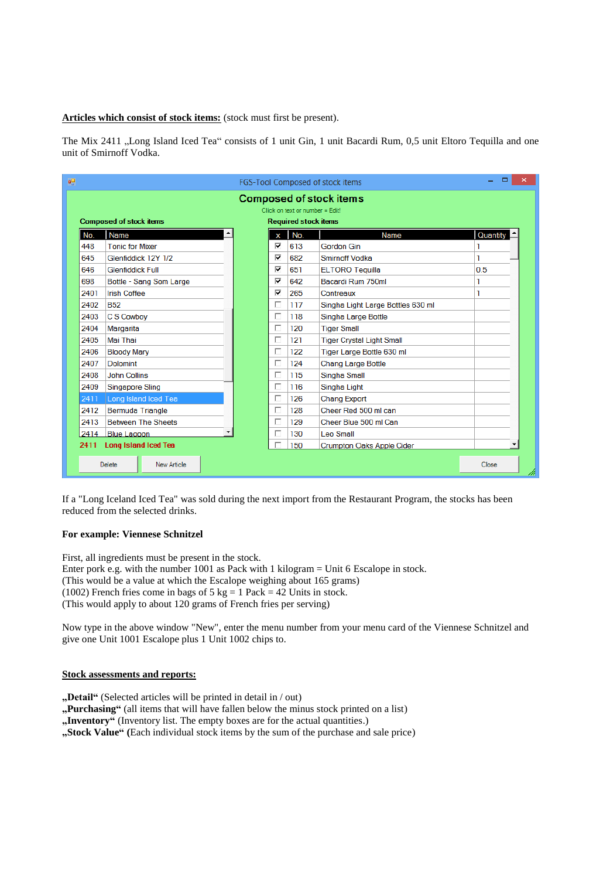**Articles which consist of stock items:** (stock must first be present).

The Mix 2411 „Long Island Iced Tea" consists of 1 unit Gin, 1 unit Bacardi Rum, 0,5 unit Eltoro Tequilla and one unit of Smirnoff Vodka.

FGS-Tool Composed of stock items

**Composed of stock items**

Click on text or number = Edit!

Composed of stock items

| No. | Name |
|---|---|
| 448 | Tonic for Mixer |
| 645 | Glenfiddick 12Y 1/2 |
| 646 | Glenfiddick Full |
| 698 | Bottle - Sang Som Large |
| 2401 | Irish Coffee |
| 2402 | B52 |
| 2403 | C S Cowboy |
| 2404 | Margarita |
| 2405 | Mai Thai |
| 2406 | Bloody Mary |
| 2407 | Dolomint |
| 2408 | John Collins |
| 2409 | Singepore Sling |
| 2411 | Long Island Iced Tea |
| 2412 | Bermuda Triangle |
| 2413 | Between The Sheets |
| 2414 | Blue Lagoon |

2411 Long Island Iced Tea

Required stock items

| x | No. | Name | Quantity |
|---|---|---|---|
| ☑ | 613 | Gordon Gin | 1 |
| ☑ | 682 | Smirnoff Vodka | 1 |
| ☑ | 651 | ELTORO Tequilla | 0.5 |
| ☑ | 642 | Bacardi Rum 750ml | 1 |
| ☑ | 265 | Contreaux | 1 |
| ☐ | 117 | Singha Light Large Bottles 630 ml | |
| ☐ | 118 | Singha Large Bottle | |
| ☐ | 120 | Tiger Small | |
| ☐ | 121 | Tiger Crystal Light Small | |
| ☐ | 122 | Tiger Large Bottle 630 ml | |
| ☐ | 124 | Chang Large Bottle | |
| ☐ | 115 | Singha Small | |
| ☐ | 116 | Singha Light | |
| ☐ | 126 | Chang Export | |
| ☐ | 128 | Cheer Red 500 ml can | |
| ☐ | 129 | Cheer Blue 500 ml Can | |
| ☐ | 130 | Leo Small | |
| ☐ | 150 | Crumpton Oaks Apple Cider | |

Delete | New Article | Close

If a "Long Iceland Iced Tea" was sold during the next import from the Restaurant Program, the stocks has been reduced from the selected drinks.

**For example: Viennese Schnitzel**

First, all ingredients must be present in the stock.
Enter pork e.g. with the number 1001 as Pack with 1 kilogram = Unit 6 Escalope in stock.
(This would be a value at which the Escalope weighing about 165 grams)
(1002) French fries come in bags of 5 kg = 1 Pack = 42 Units in stock.
(This would apply to about 120 grams of French fries per serving)

Now type in the above window "New", enter the menu number from your menu card of the Viennese Schnitzel and give one Unit 1001 Escalope plus 1 Unit 1002 chips to.

**Stock assessments and reports:**

**„Detail"** (Selected articles will be printed in detail in / out)
**„Purchasing"** (all items that will have fallen below the minus stock printed on a list)
**„Inventory"** (Inventory list. The empty boxes are for the actual quantities.)
**„Stock Value"** (Each individual stock items by the sum of the purchase and sale price)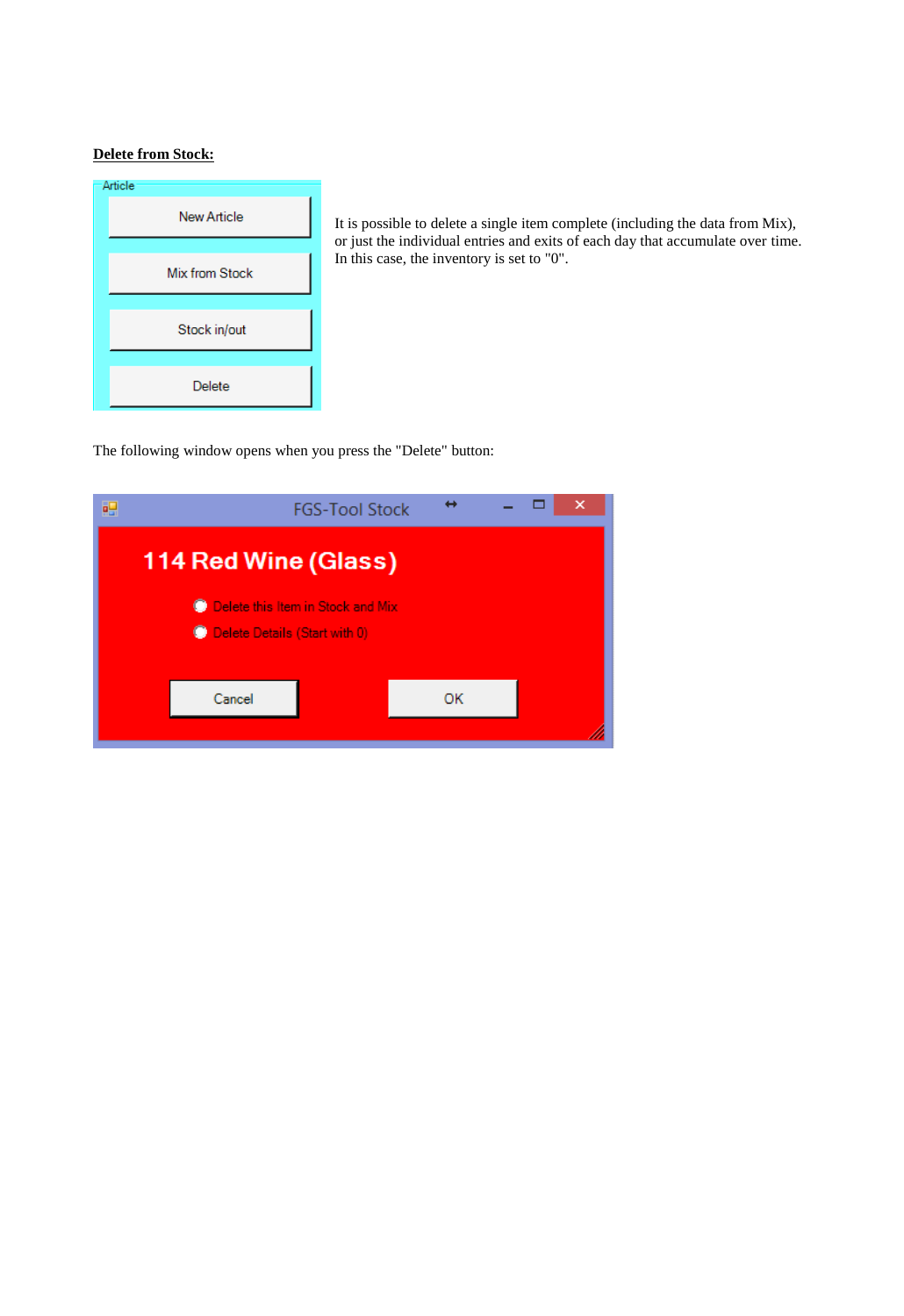**Delete from Stock:**

It is possible to delete a single item complete (including the data from Mix), or just the individual entries and exits of each day that accumulate over time. In this case, the inventory is set to "0".

The following window opens when you press the "Delete" button: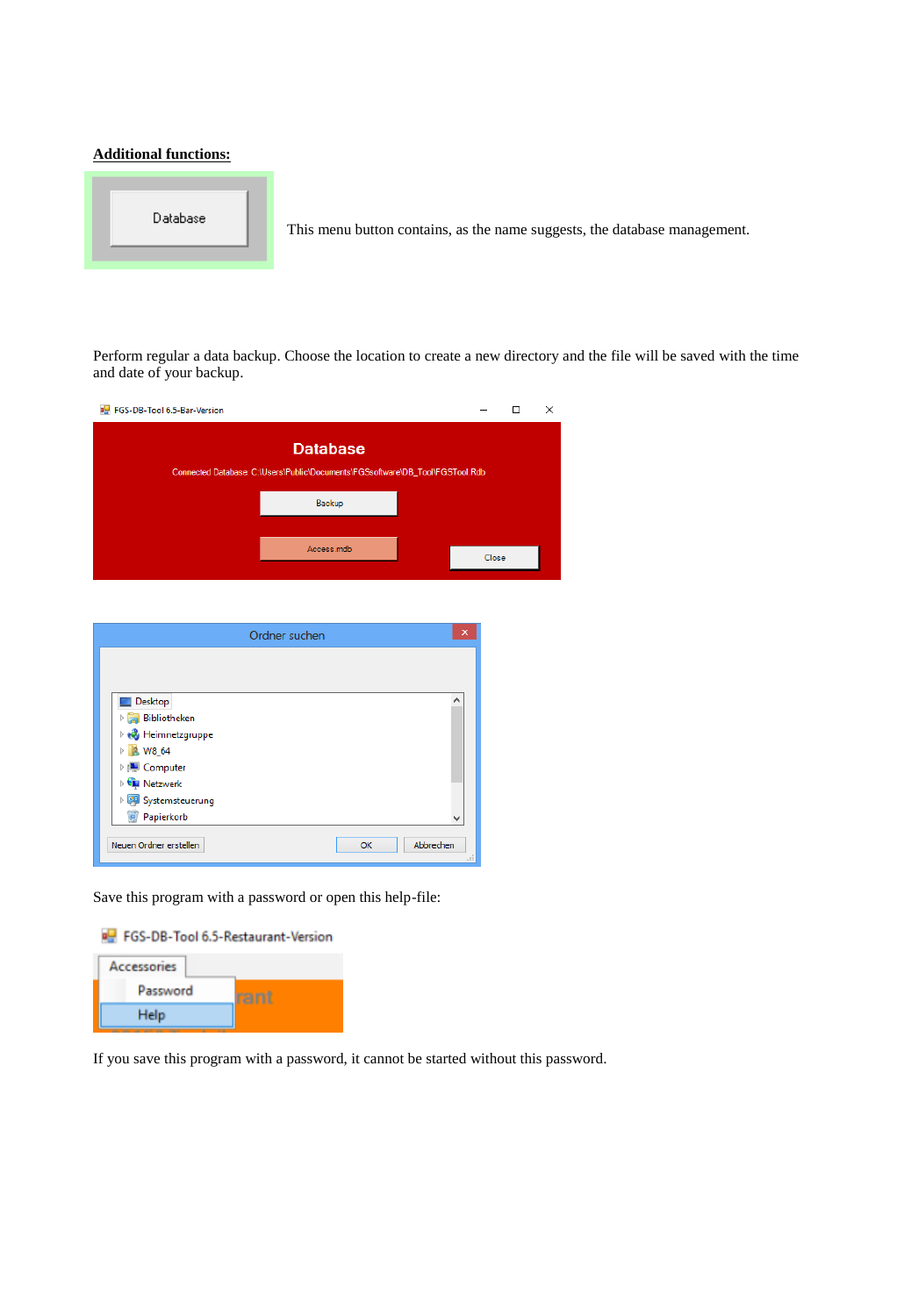**Additional functions:**

This menu button contains, as the name suggests, the database management.

Perform regular a data backup. Choose the location to create a new directory and the file will be saved with the time and date of your backup.

Save this program with a password or open this help-file:

If you save this program with a password, it cannot be started without this password.